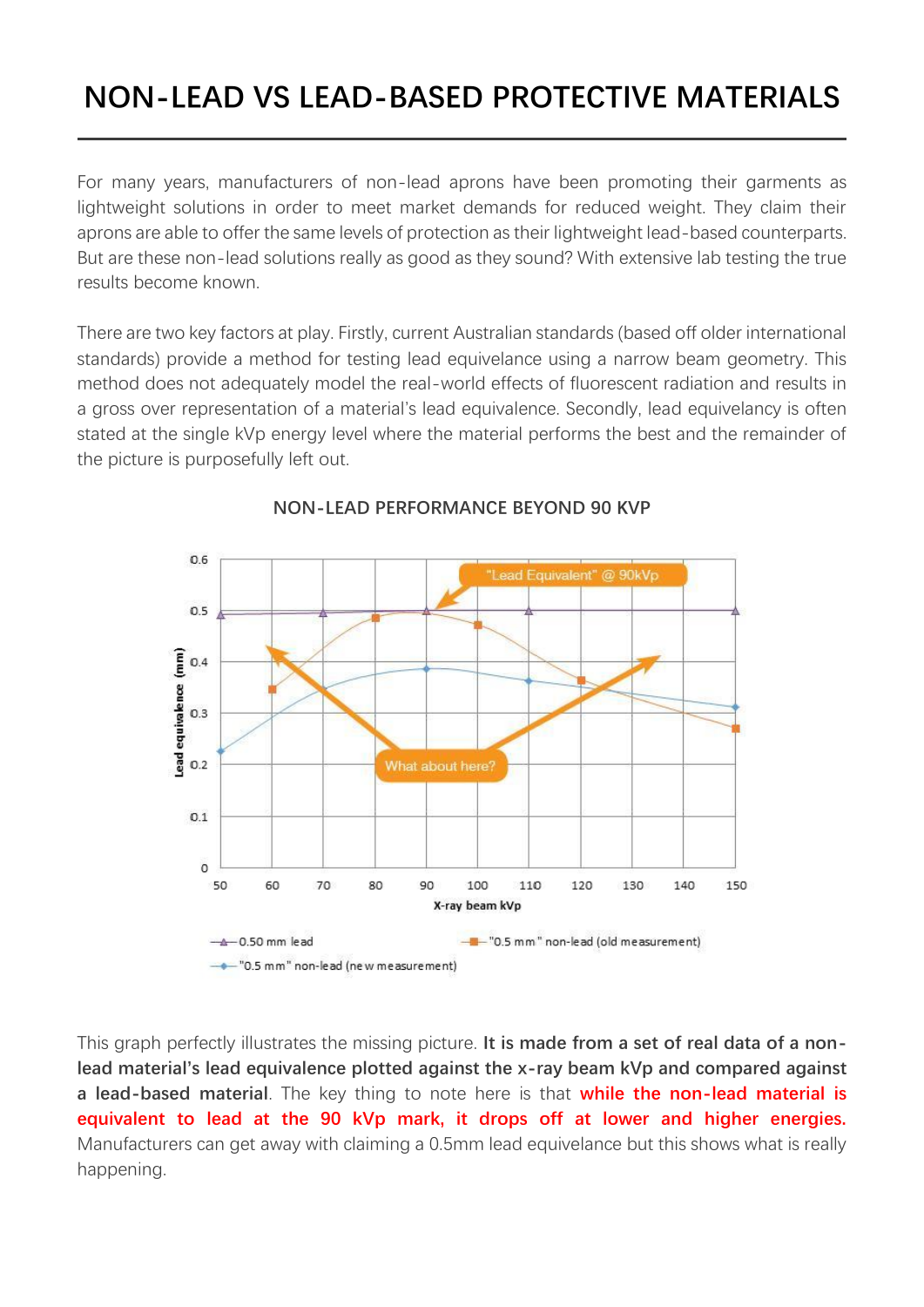# NON-LEAD VS LEAD-BASED PROTECTIVE MATERIALS

For many years, manufacturers of non-lead aprons have been promoting their garments as lightweight solutions in order to meet market demands for reduced weight. They claim their aprons are able to offer the same levels of protection as their lightweight lead-based counterparts. But are these non-lead solutions really as good as they sound? With extensive lab testing the true results become known.

There are two key factors at play. Firstly, current Australian standards (based off older international standards) provide a method for testing lead equivelance using a narrow beam geometry. This method does not adequately model the real-world effects of fluorescent radiation and results in a gross over representation of a material's lead equivalence. Secondly, lead equivelancy is often stated at the single kVp energy level where the material performs the best and the remainder of the picture is purposefully left out.

### NON-LEAD PERFORMANCE BEYOND 90 KVP

This graph perfectly illustrates the missing picture. **It is made from a set of real data of a non-lead material's lead equivalence plotted against the x-ray beam kVp and compared against a lead-based material**. The key thing to note here is that **while the non-lead material is equivalent to lead at the 90 kVp mark, it drops off at lower and higher energies.** Manufacturers can get away with claiming a 0.5mm lead equivelance but this shows what is really happening.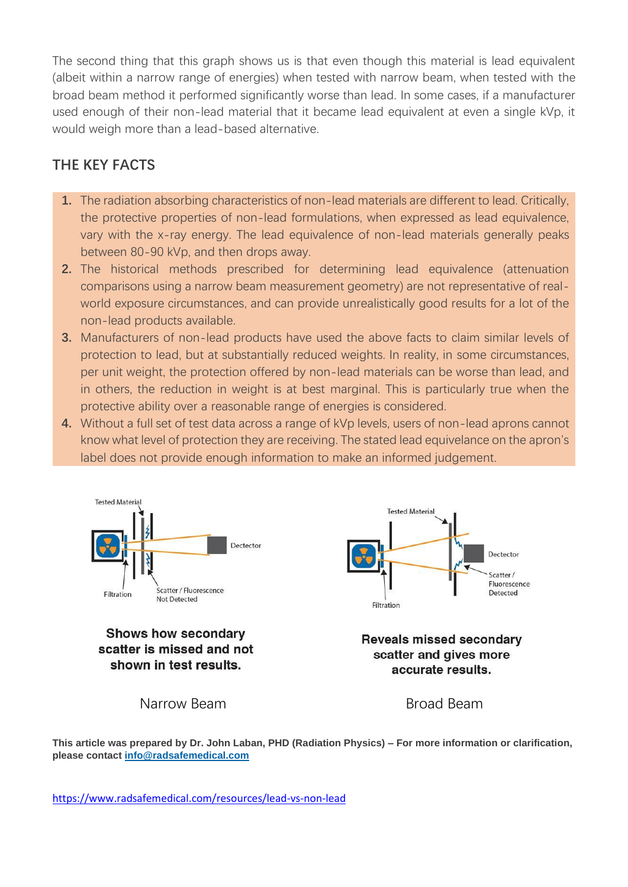The second thing that this graph shows us is that even though this material is lead equivalent (albeit within a narrow range of energies) when tested with narrow beam, when tested with the broad beam method it performed significantly worse than lead. In some cases, if a manufacturer used enough of their non-lead material that it became lead equivalent at even a single kVp, it would weigh more than a lead-based alternative.

## THE KEY FACTS

1. The radiation absorbing characteristics of non-lead materials are different to lead. Critically, the protective properties of non-lead formulations, when expressed as lead equivalence, vary with the x-ray energy. The lead equivalence of non-lead materials generally peaks between 80-90 kVp, and then drops away.
2. The historical methods prescribed for determining lead equivalence (attenuation comparisons using a narrow beam measurement geometry) are not representative of real-world exposure circumstances, and can provide unrealistically good results for a lot of the non-lead products available.
3. Manufacturers of non-lead products have used the above facts to claim similar levels of protection to lead, but at substantially reduced weights. In reality, in some circumstances, per unit weight, the protection offered by non-lead materials can be worse than lead, and in others, the reduction in weight is at best marginal. This is particularly true when the protective ability over a reasonable range of energies is considered.
4. Without a full set of test data across a range of kVp levels, users of non-lead aprons cannot know what level of protection they are receiving. The stated lead equivelance on the apron's label does not provide enough information to make an informed judgement.

Tested Material

Dectector

Filtration

Scatter / Fluorescence Not Detected

**Shows how secondary scatter is missed and not shown in test results.**

Narrow Beam

Tested Material

Dectector

Scatter / Fluorescence Detected

Filtration

**Reveals missed secondary scatter and gives more accurate results.**

Broad Beam

**This article was prepared by Dr. John Laban, PHD (Radiation Physics) – For more information or clarification, please contact [info@radsafemedical.com](mailto:info@radsafemedical.com)**

[https://www.radsafemedical.com/resources/lead-vs-non-lead](https://www.radsafemedical.com/resources/lead-vs-non-lead)